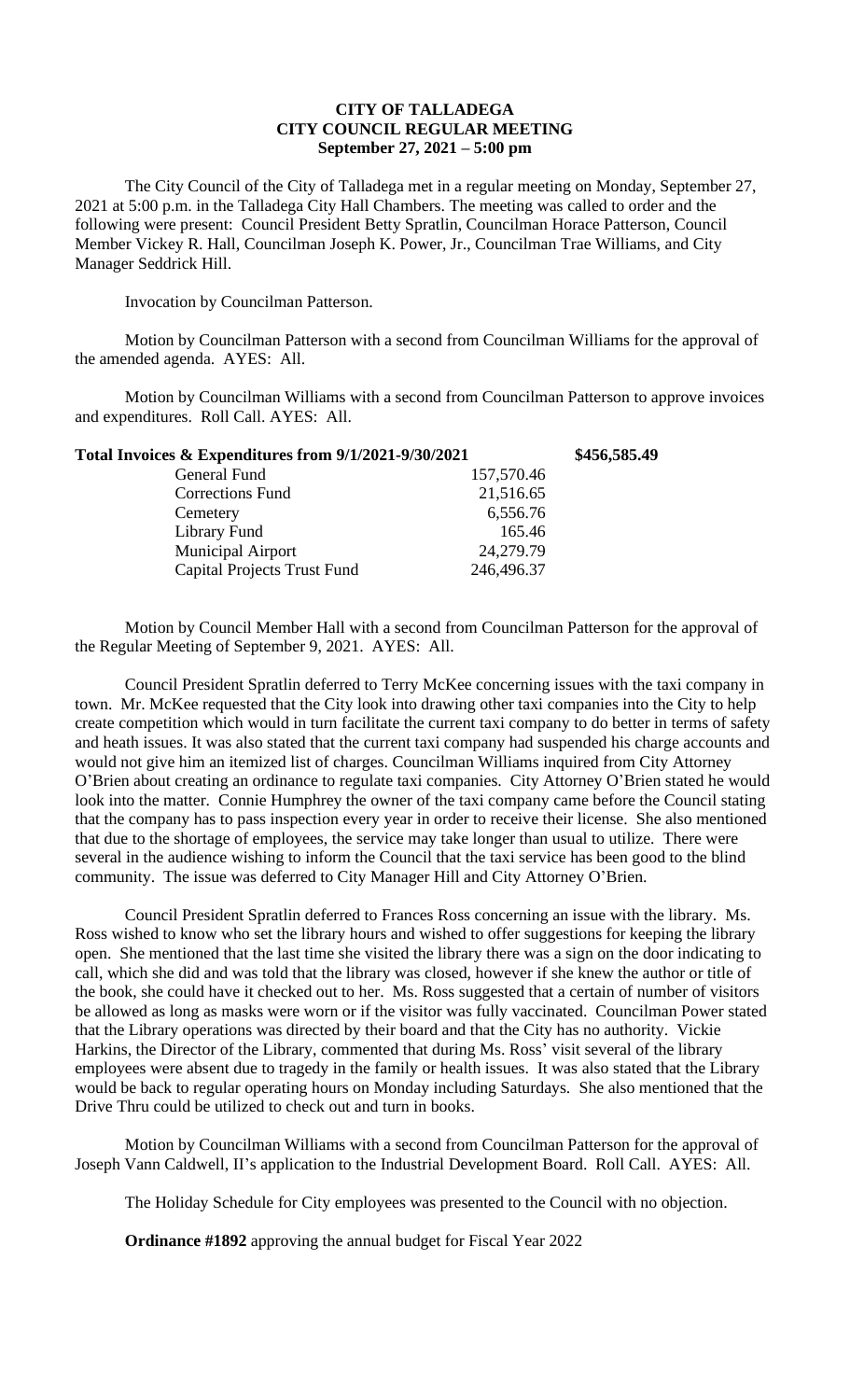# CITY OF TALLADEGA
## CITY COUNCIL REGULAR MEETING
### September 27, 2021 – 5:00 pm

The City Council of the City of Talladega met in a regular meeting on Monday, September 27, 2021 at 5:00 p.m. in the Talladega City Hall Chambers. The meeting was called to order and the following were present: Council President Betty Spratlin, Councilman Horace Patterson, Council Member Vickey R. Hall, Councilman Joseph K. Power, Jr., Councilman Trae Williams, and City Manager Seddrick Hill.

Invocation by Councilman Patterson.

Motion by Councilman Patterson with a second from Councilman Williams for the approval of the amended agenda. AYES: All.

Motion by Councilman Williams with a second from Councilman Patterson to approve invoices and expenditures. Roll Call. AYES: All.

| Total Invoices & Expenditures from 9/1/2021-9/30/2021 | | $456,585.49 |
|---|---|---|
| General Fund | 157,570.46 | |
| Corrections Fund | 21,516.65 | |
| Cemetery | 6,556.76 | |
| Library Fund | 165.46 | |
| Municipal Airport | 24,279.79 | |
| Capital Projects Trust Fund | 246,496.37 | |

Motion by Council Member Hall with a second from Councilman Patterson for the approval of the Regular Meeting of September 9, 2021. AYES: All.

Council President Spratlin deferred to Terry McKee concerning issues with the taxi company in town. Mr. McKee requested that the City look into drawing other taxi companies into the City to help create competition which would in turn facilitate the current taxi company to do better in terms of safety and heath issues. It was also stated that the current taxi company had suspended his charge accounts and would not give him an itemized list of charges. Councilman Williams inquired from City Attorney O'Brien about creating an ordinance to regulate taxi companies. City Attorney O'Brien stated he would look into the matter. Connie Humphrey the owner of the taxi company came before the Council stating that the company has to pass inspection every year in order to receive their license. She also mentioned that due to the shortage of employees, the service may take longer than usual to utilize. There were several in the audience wishing to inform the Council that the taxi service has been good to the blind community. The issue was deferred to City Manager Hill and City Attorney O'Brien.

Council President Spratlin deferred to Frances Ross concerning an issue with the library. Ms. Ross wished to know who set the library hours and wished to offer suggestions for keeping the library open. She mentioned that the last time she visited the library there was a sign on the door indicating to call, which she did and was told that the library was closed, however if she knew the author or title of the book, she could have it checked out to her. Ms. Ross suggested that a certain of number of visitors be allowed as long as masks were worn or if the visitor was fully vaccinated. Councilman Power stated that the Library operations was directed by their board and that the City has no authority. Vickie Harkins, the Director of the Library, commented that during Ms. Ross' visit several of the library employees were absent due to tragedy in the family or health issues. It was also stated that the Library would be back to regular operating hours on Monday including Saturdays. She also mentioned that the Drive Thru could be utilized to check out and turn in books.

Motion by Councilman Williams with a second from Councilman Patterson for the approval of Joseph Vann Caldwell, II's application to the Industrial Development Board. Roll Call. AYES: All.

The Holiday Schedule for City employees was presented to the Council with no objection.

**Ordinance #1892** approving the annual budget for Fiscal Year 2022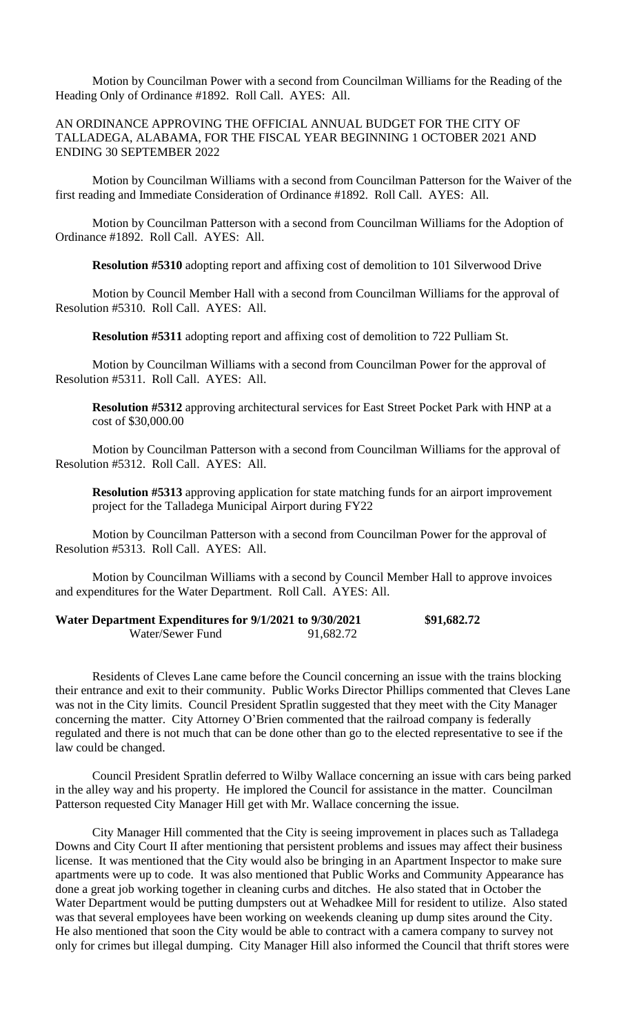Motion by Councilman Power with a second from Councilman Williams for the Reading of the Heading Only of Ordinance #1892. Roll Call. AYES: All.

AN ORDINANCE APPROVING THE OFFICIAL ANNUAL BUDGET FOR THE CITY OF TALLADEGA, ALABAMA, FOR THE FISCAL YEAR BEGINNING 1 OCTOBER 2021 AND ENDING 30 SEPTEMBER 2022

Motion by Councilman Williams with a second from Councilman Patterson for the Waiver of the first reading and Immediate Consideration of Ordinance #1892. Roll Call. AYES: All.

Motion by Councilman Patterson with a second from Councilman Williams for the Adoption of Ordinance #1892. Roll Call. AYES: All.

**Resolution #5310** adopting report and affixing cost of demolition to 101 Silverwood Drive

Motion by Council Member Hall with a second from Councilman Williams for the approval of Resolution #5310. Roll Call. AYES: All.

**Resolution #5311** adopting report and affixing cost of demolition to 722 Pulliam St.

Motion by Councilman Williams with a second from Councilman Power for the approval of Resolution #5311. Roll Call. AYES: All.

**Resolution #5312** approving architectural services for East Street Pocket Park with HNP at a cost of $30,000.00

Motion by Councilman Patterson with a second from Councilman Williams for the approval of Resolution #5312. Roll Call. AYES: All.

**Resolution #5313** approving application for state matching funds for an airport improvement project for the Talladega Municipal Airport during FY22

Motion by Councilman Patterson with a second from Councilman Power for the approval of Resolution #5313. Roll Call. AYES: All.

Motion by Councilman Williams with a second by Council Member Hall to approve invoices and expenditures for the Water Department. Roll Call. AYES: All.

**Water Department Expenditures for 9/1/2021 to 9/30/2021 $91,682.72**
Water/Sewer Fund 91,682.72

Residents of Cleves Lane came before the Council concerning an issue with the trains blocking their entrance and exit to their community. Public Works Director Phillips commented that Cleves Lane was not in the City limits. Council President Spratlin suggested that they meet with the City Manager concerning the matter. City Attorney O'Brien commented that the railroad company is federally regulated and there is not much that can be done other than go to the elected representative to see if the law could be changed.

Council President Spratlin deferred to Wilby Wallace concerning an issue with cars being parked in the alley way and his property. He implored the Council for assistance in the matter. Councilman Patterson requested City Manager Hill get with Mr. Wallace concerning the issue.

City Manager Hill commented that the City is seeing improvement in places such as Talladega Downs and City Court II after mentioning that persistent problems and issues may affect their business license. It was mentioned that the City would also be bringing in an Apartment Inspector to make sure apartments were up to code. It was also mentioned that Public Works and Community Appearance has done a great job working together in cleaning curbs and ditches. He also stated that in October the Water Department would be putting dumpsters out at Wehadkee Mill for resident to utilize. Also stated was that several employees have been working on weekends cleaning up dump sites around the City. He also mentioned that soon the City would be able to contract with a camera company to survey not only for crimes but illegal dumping. City Manager Hill also informed the Council that thrift stores were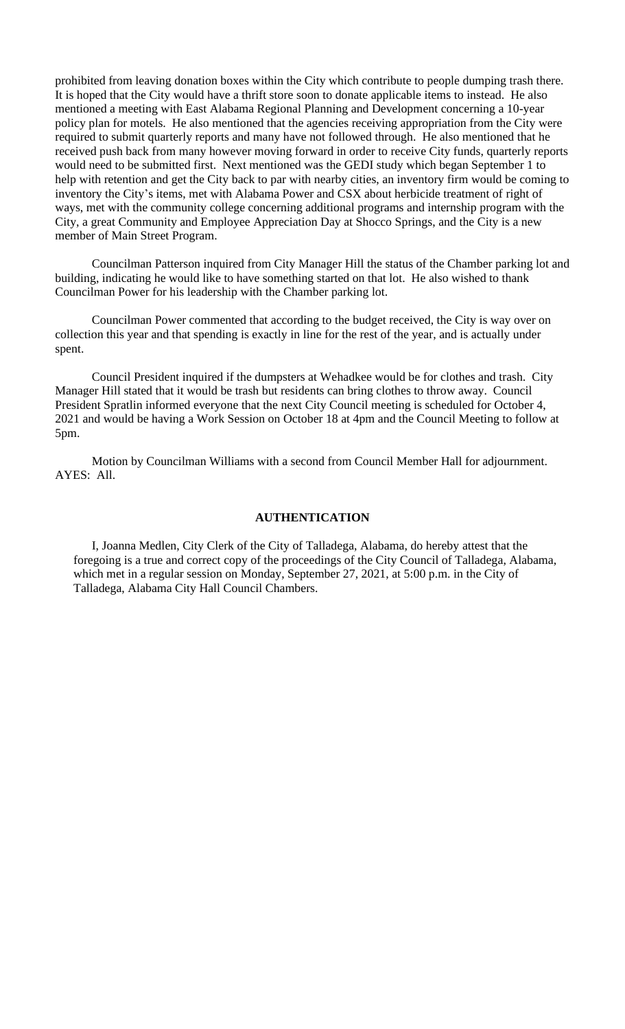prohibited from leaving donation boxes within the City which contribute to people dumping trash there. It is hoped that the City would have a thrift store soon to donate applicable items to instead. He also mentioned a meeting with East Alabama Regional Planning and Development concerning a 10-year policy plan for motels. He also mentioned that the agencies receiving appropriation from the City were required to submit quarterly reports and many have not followed through. He also mentioned that he received push back from many however moving forward in order to receive City funds, quarterly reports would need to be submitted first. Next mentioned was the GEDI study which began September 1 to help with retention and get the City back to par with nearby cities, an inventory firm would be coming to inventory the City's items, met with Alabama Power and CSX about herbicide treatment of right of ways, met with the community college concerning additional programs and internship program with the City, a great Community and Employee Appreciation Day at Shocco Springs, and the City is a new member of Main Street Program.

Councilman Patterson inquired from City Manager Hill the status of the Chamber parking lot and building, indicating he would like to have something started on that lot. He also wished to thank Councilman Power for his leadership with the Chamber parking lot.

Councilman Power commented that according to the budget received, the City is way over on collection this year and that spending is exactly in line for the rest of the year, and is actually under spent.

Council President inquired if the dumpsters at Wehadkee would be for clothes and trash. City Manager Hill stated that it would be trash but residents can bring clothes to throw away. Council President Spratlin informed everyone that the next City Council meeting is scheduled for October 4, 2021 and would be having a Work Session on October 18 at 4pm and the Council Meeting to follow at 5pm.

Motion by Councilman Williams with a second from Council Member Hall for adjournment. AYES: All.

**AUTHENTICATION**

I, Joanna Medlen, City Clerk of the City of Talladega, Alabama, do hereby attest that the foregoing is a true and correct copy of the proceedings of the City Council of Talladega, Alabama, which met in a regular session on Monday, September 27, 2021, at 5:00 p.m. in the City of Talladega, Alabama City Hall Council Chambers.